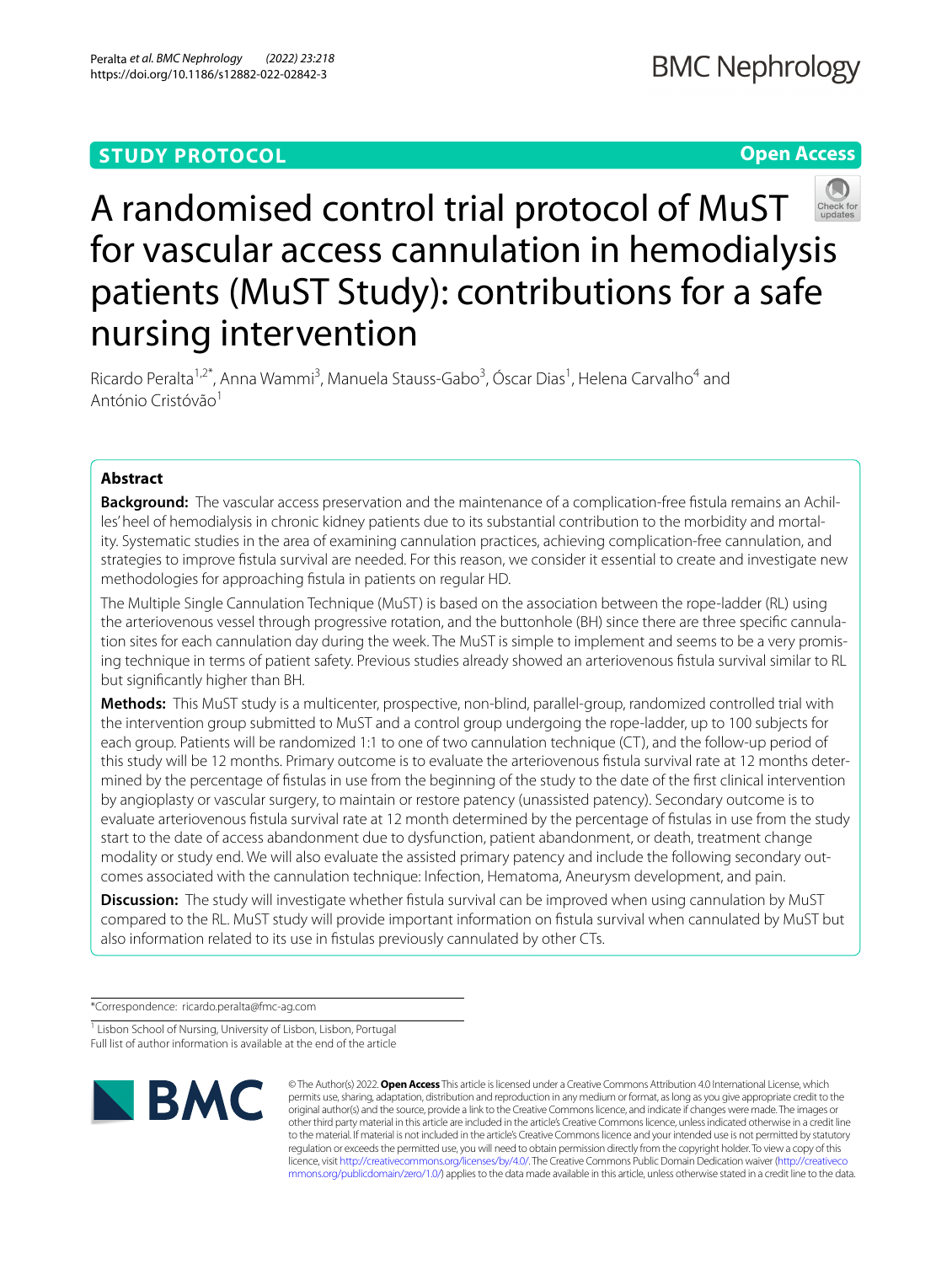**STUDY PROTOCOL** **Open Access**

# A randomised control trial protocol of MuST for vascular access cannulation in hemodialysis patients (MuST Study): contributions for a safe nursing intervention

Ricardo Peralta[1,2*], Anna Wammi[3], Manuela Stauss-Gabo[3], Óscar Dias[1], Helena Carvalho[4] and António Cristóvão[1]

## Abstract

**Background:** The vascular access preservation and the maintenance of a complication-free fistula remains an Achilles' heel of hemodialysis in chronic kidney patients due to its substantial contribution to the morbidity and mortality. Systematic studies in the area of examining cannulation practices, achieving complication-free cannulation, and strategies to improve fistula survival are needed. For this reason, we consider it essential to create and investigate new methodologies for approaching fistula in patients on regular HD.

The Multiple Single Cannulation Technique (MuST) is based on the association between the rope-ladder (RL) using the arteriovenous vessel through progressive rotation, and the buttonhole (BH) since there are three specific cannulation sites for each cannulation day during the week. The MuST is simple to implement and seems to be a very promising technique in terms of patient safety. Previous studies already showed an arteriovenous fistula survival similar to RL but significantly higher than BH.

**Methods:** This MuST study is a multicenter, prospective, non-blind, parallel-group, randomized controlled trial with the intervention group submitted to MuST and a control group undergoing the rope-ladder, up to 100 subjects for each group. Patients will be randomized 1:1 to one of two cannulation technique (CT), and the follow-up period of this study will be 12 months. Primary outcome is to evaluate the arteriovenous fistula survival rate at 12 months determined by the percentage of fistulas in use from the beginning of the study to the date of the first clinical intervention by angioplasty or vascular surgery, to maintain or restore patency (unassisted patency). Secondary outcome is to evaluate arteriovenous fistula survival rate at 12 month determined by the percentage of fistulas in use from the study start to the date of access abandonment due to dysfunction, patient abandonment, or death, treatment change modality or study end. We will also evaluate the assisted primary patency and include the following secondary outcomes associated with the cannulation technique: Infection, Hematoma, Aneurysm development, and pain.

**Discussion:** The study will investigate whether fistula survival can be improved when using cannulation by MuST compared to the RL. MuST study will provide important information on fistula survival when cannulated by MuST but also information related to its use in fistulas previously cannulated by other CTs.

*Correspondence: ricardo.peralta@fmc-ag.com

[1] Lisbon School of Nursing, University of Lisbon, Lisbon, Portugal
Full list of author information is available at the end of the article

© The Author(s) 2022. **Open Access** This article is licensed under a Creative Commons Attribution 4.0 International License, which permits use, sharing, adaptation, distribution and reproduction in any medium or format, as long as you give appropriate credit to the original author(s) and the source, provide a link to the Creative Commons licence, and indicate if changes were made. The images or other third party material in this article are included in the article's Creative Commons licence, unless indicated otherwise in a credit line to the material. If material is not included in the article's Creative Commons licence and your intended use is not permitted by statutory regulation or exceeds the permitted use, you will need to obtain permission directly from the copyright holder. To view a copy of this licence, visit http://creativecommons.org/licenses/by/4.0/. The Creative Commons Public Domain Dedication waiver (http://creativecommons.org/publicdomain/zero/1.0/) applies to the data made available in this article, unless otherwise stated in a credit line to the data.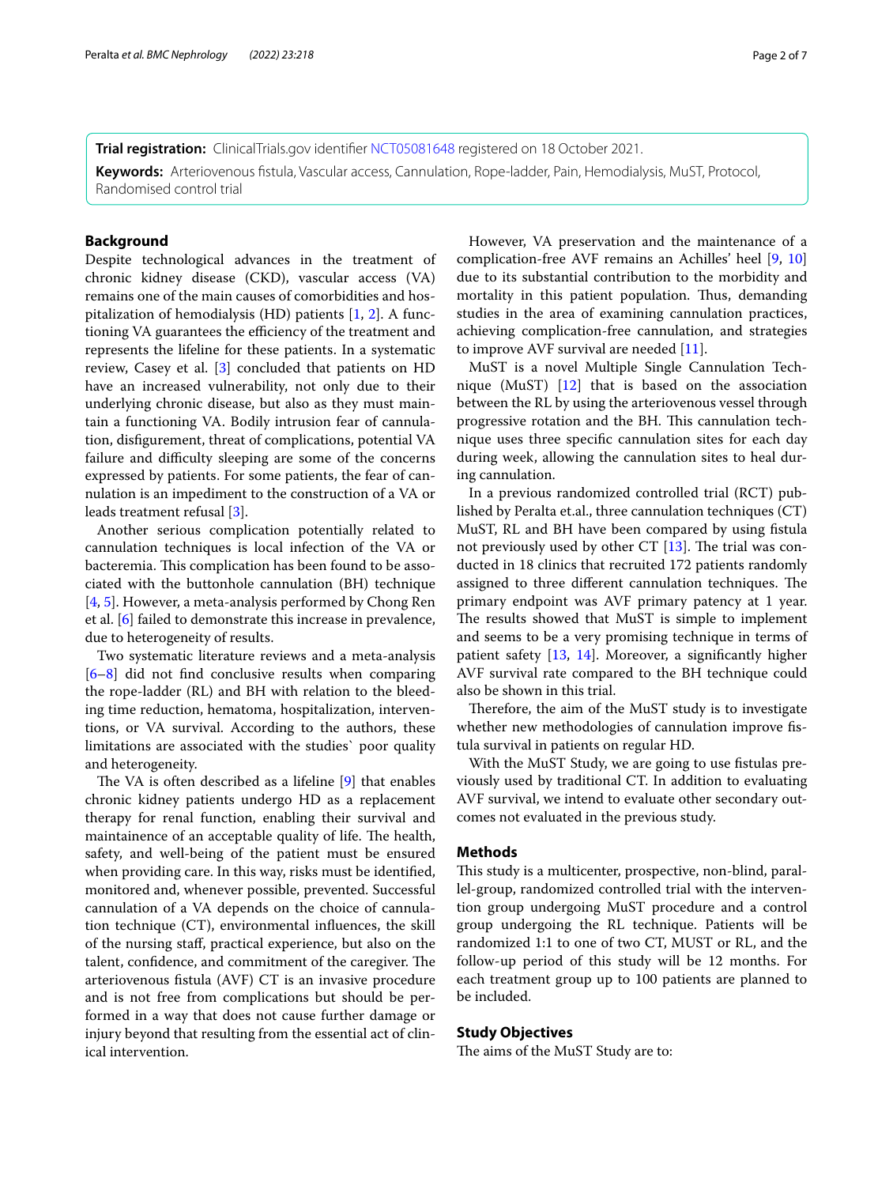**Trial registration:** ClinicalTrials.gov identifier NCT05081648 registered on 18 October 2021.

**Keywords:** Arteriovenous fistula, Vascular access, Cannulation, Rope-ladder, Pain, Hemodialysis, MuST, Protocol, Randomised control trial

## Background

Despite technological advances in the treatment of chronic kidney disease (CKD), vascular access (VA) remains one of the main causes of comorbidities and hospitalization of hemodialysis (HD) patients [1, 2]. A functioning VA guarantees the efficiency of the treatment and represents the lifeline for these patients. In a systematic review, Casey et al. [3] concluded that patients on HD have an increased vulnerability, not only due to their underlying chronic disease, but also as they must maintain a functioning VA. Bodily intrusion fear of cannulation, disfigurement, threat of complications, potential VA failure and difficulty sleeping are some of the concerns expressed by patients. For some patients, the fear of cannulation is an impediment to the construction of a VA or leads treatment refusal [3].

Another serious complication potentially related to cannulation techniques is local infection of the VA or bacteremia. This complication has been found to be associated with the buttonhole cannulation (BH) technique [4, 5]. However, a meta-analysis performed by Chong Ren et al. [6] failed to demonstrate this increase in prevalence, due to heterogeneity of results.

Two systematic literature reviews and a meta-analysis [6–8] did not find conclusive results when comparing the rope-ladder (RL) and BH with relation to the bleeding time reduction, hematoma, hospitalization, interventions, or VA survival. According to the authors, these limitations are associated with the studies` poor quality and heterogeneity.

The VA is often described as a lifeline [9] that enables chronic kidney patients undergo HD as a replacement therapy for renal function, enabling their survival and maintainence of an acceptable quality of life. The health, safety, and well-being of the patient must be ensured when providing care. In this way, risks must be identified, monitored and, whenever possible, prevented. Successful cannulation of a VA depends on the choice of cannulation technique (CT), environmental influences, the skill of the nursing staff, practical experience, but also on the talent, confidence, and commitment of the caregiver. The arteriovenous fistula (AVF) CT is an invasive procedure and is not free from complications but should be performed in a way that does not cause further damage or injury beyond that resulting from the essential act of clinical intervention.

However, VA preservation and the maintenance of a complication-free AVF remains an Achilles' heel [9, 10] due to its substantial contribution to the morbidity and mortality in this patient population. Thus, demanding studies in the area of examining cannulation practices, achieving complication-free cannulation, and strategies to improve AVF survival are needed [11].

MuST is a novel Multiple Single Cannulation Technique (MuST) [12] that is based on the association between the RL by using the arteriovenous vessel through progressive rotation and the BH. This cannulation technique uses three specific cannulation sites for each day during week, allowing the cannulation sites to heal during cannulation.

In a previous randomized controlled trial (RCT) published by Peralta et.al., three cannulation techniques (CT) MuST, RL and BH have been compared by using fistula not previously used by other CT [13]. The trial was conducted in 18 clinics that recruited 172 patients randomly assigned to three different cannulation techniques. The primary endpoint was AVF primary patency at 1 year. The results showed that MuST is simple to implement and seems to be a very promising technique in terms of patient safety [13, 14]. Moreover, a significantly higher AVF survival rate compared to the BH technique could also be shown in this trial.

Therefore, the aim of the MuST study is to investigate whether new methodologies of cannulation improve fistula survival in patients on regular HD.

With the MuST Study, we are going to use fistulas previously used by traditional CT. In addition to evaluating AVF survival, we intend to evaluate other secondary outcomes not evaluated in the previous study.

## Methods

This study is a multicenter, prospective, non-blind, parallel-group, randomized controlled trial with the intervention group undergoing MuST procedure and a control group undergoing the RL technique. Patients will be randomized 1:1 to one of two CT, MUST or RL, and the follow-up period of this study will be 12 months. For each treatment group up to 100 patients are planned to be included.

## Study Objectives

The aims of the MuST Study are to: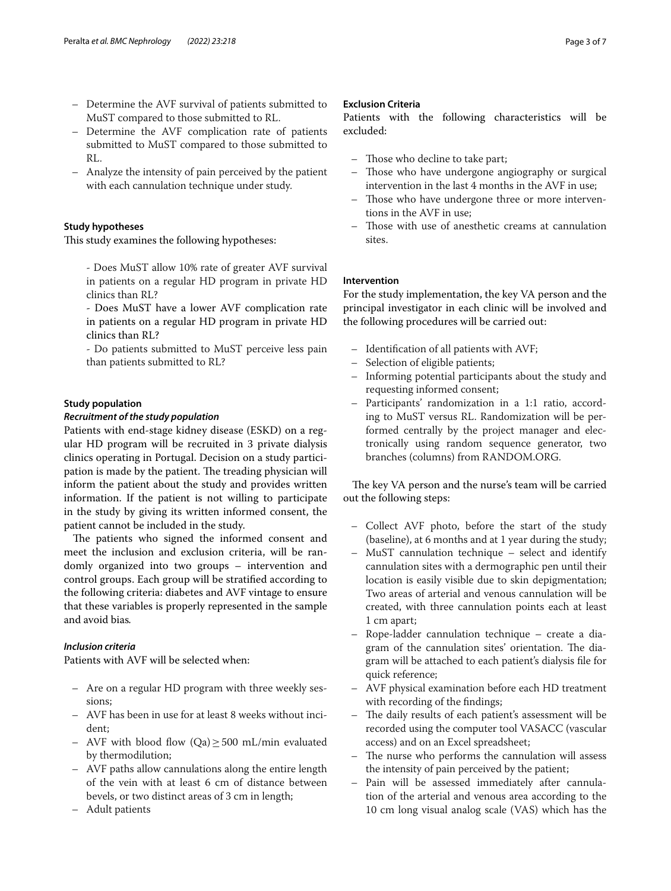- Determine the AVF survival of patients submitted to MuST compared to those submitted to RL.
- Determine the AVF complication rate of patients submitted to MuST compared to those submitted to RL.
- Analyze the intensity of pain perceived by the patient with each cannulation technique under study.

### Study hypotheses

This study examines the following hypotheses:

- Does MuST allow 10% rate of greater AVF survival in patients on a regular HD program in private HD clinics than RL?
- Does MuST have a lower AVF complication rate in patients on a regular HD program in private HD clinics than RL?
- Do patients submitted to MuST perceive less pain than patients submitted to RL?

### Study population

#### *Recruitment of the study population*

Patients with end-stage kidney disease (ESKD) on a regular HD program will be recruited in 3 private dialysis clinics operating in Portugal. Decision on a study participation is made by the patient. The treading physician will inform the patient about the study and provides written information. If the patient is not willing to participate in the study by giving its written informed consent, the patient cannot be included in the study.

The patients who signed the informed consent and meet the inclusion and exclusion criteria, will be randomly organized into two groups – intervention and control groups. Each group will be stratified according to the following criteria: diabetes and AVF vintage to ensure that these variables is properly represented in the sample and avoid bias.

#### *Inclusion criteria*

Patients with AVF will be selected when:

- Are on a regular HD program with three weekly sessions;
- AVF has been in use for at least 8 weeks without incident;
- AVF with blood flow (Qa) $\geq$ 500 mL/min evaluated by thermodilution;
- AVF paths allow cannulations along the entire length of the vein with at least 6 cm of distance between bevels, or two distinct areas of 3 cm in length;
- Adult patients

#### Exclusion Criteria

Patients with the following characteristics will be excluded:

- Those who decline to take part;
- Those who have undergone angiography or surgical intervention in the last 4 months in the AVF in use;
- Those who have undergone three or more interventions in the AVF in use;
- Those with use of anesthetic creams at cannulation sites.

### Intervention

For the study implementation, the key VA person and the principal investigator in each clinic will be involved and the following procedures will be carried out:

- Identification of all patients with AVF;
- Selection of eligible patients;
- Informing potential participants about the study and requesting informed consent;
- Participants' randomization in a 1:1 ratio, according to MuST versus RL. Randomization will be performed centrally by the project manager and electronically using random sequence generator, two branches (columns) from RANDOM.ORG.

The key VA person and the nurse's team will be carried out the following steps:

- Collect AVF photo, before the start of the study (baseline), at 6 months and at 1 year during the study;
- MuST cannulation technique – select and identify cannulation sites with a dermographic pen until their location is easily visible due to skin depigmentation; Two areas of arterial and venous cannulation will be created, with three cannulation points each at least 1 cm apart;
- Rope-ladder cannulation technique – create a diagram of the cannulation sites' orientation. The diagram will be attached to each patient's dialysis file for quick reference;
- AVF physical examination before each HD treatment with recording of the findings;
- The daily results of each patient's assessment will be recorded using the computer tool VASACC (vascular access) and on an Excel spreadsheet;
- The nurse who performs the cannulation will assess the intensity of pain perceived by the patient;
- Pain will be assessed immediately after cannulation of the arterial and venous area according to the 10 cm long visual analog scale (VAS) which has the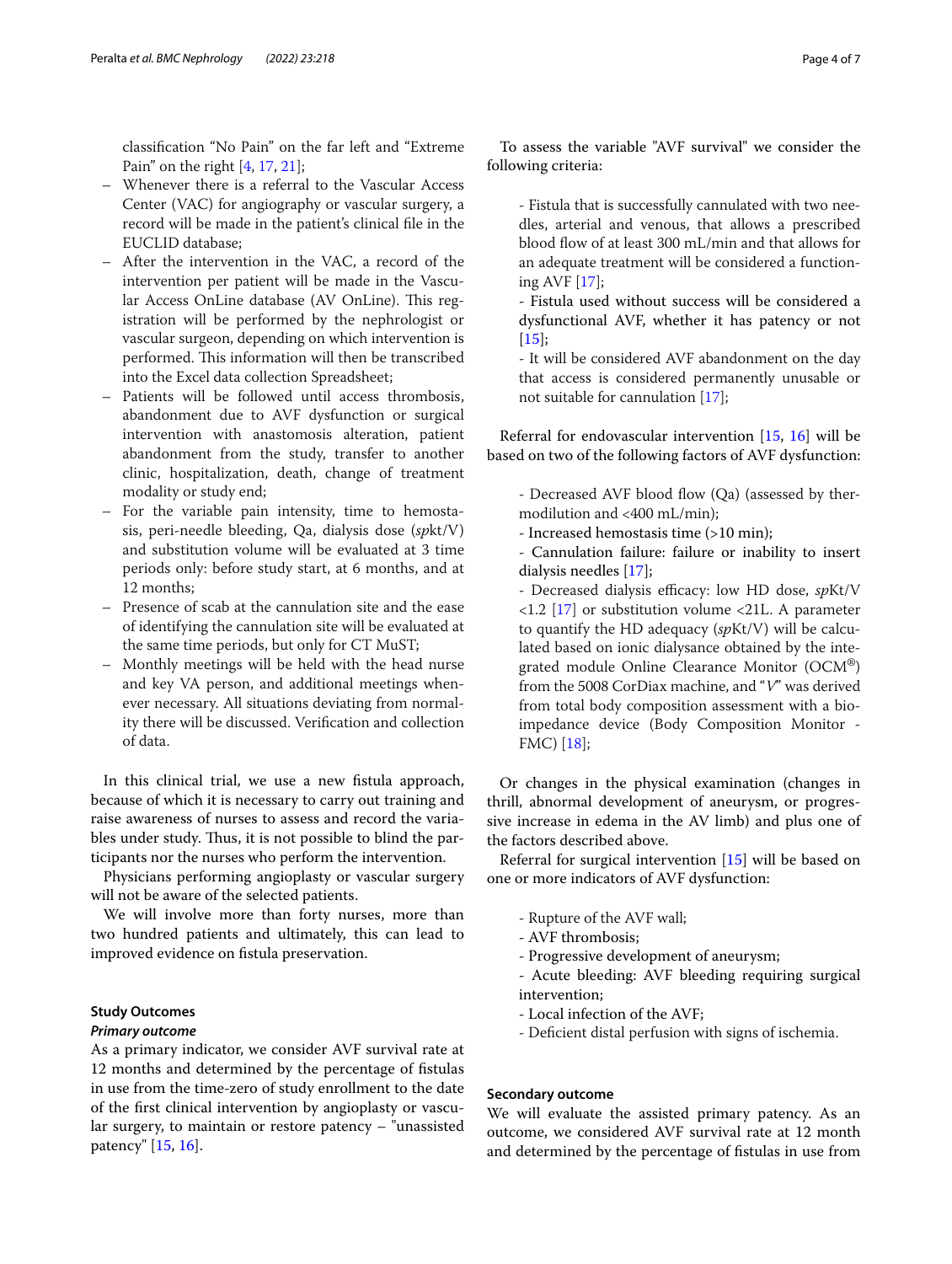classification "No Pain" on the far left and "Extreme Pain" on the right [4, 17, 21];

- Whenever there is a referral to the Vascular Access Center (VAC) for angiography or vascular surgery, a record will be made in the patient's clinical file in the EUCLID database;
- After the intervention in the VAC, a record of the intervention per patient will be made in the Vascular Access OnLine database (AV OnLine). This registration will be performed by the nephrologist or vascular surgeon, depending on which intervention is performed. This information will then be transcribed into the Excel data collection Spreadsheet;
- Patients will be followed until access thrombosis, abandonment due to AVF dysfunction or surgical intervention with anastomosis alteration, patient abandonment from the study, transfer to another clinic, hospitalization, death, change of treatment modality or study end;
- For the variable pain intensity, time to hemostasis, peri-needle bleeding, Qa, dialysis dose (*sp*kt/V) and substitution volume will be evaluated at 3 time periods only: before study start, at 6 months, and at 12 months;
- Presence of scab at the cannulation site and the ease of identifying the cannulation site will be evaluated at the same time periods, but only for CT MuST;
- Monthly meetings will be held with the head nurse and key VA person, and additional meetings whenever necessary. All situations deviating from normality there will be discussed. Verification and collection of data.

In this clinical trial, we use a new fistula approach, because of which it is necessary to carry out training and raise awareness of nurses to assess and record the variables under study. Thus, it is not possible to blind the participants nor the nurses who perform the intervention.

Physicians performing angioplasty or vascular surgery will not be aware of the selected patients.

We will involve more than forty nurses, more than two hundred patients and ultimately, this can lead to improved evidence on fistula preservation.

### Study Outcomes

#### *Primary outcome*

As a primary indicator, we consider AVF survival rate at 12 months and determined by the percentage of fistulas in use from the time-zero of study enrollment to the date of the first clinical intervention by angioplasty or vascular surgery, to maintain or restore patency – "unassisted patency" [15, 16].

To assess the variable "AVF survival" we consider the following criteria:

- Fistula that is successfully cannulated with two needles, arterial and venous, that allows a prescribed blood flow of at least 300 mL/min and that allows for an adequate treatment will be considered a functioning AVF [17];
- Fistula used without success will be considered a dysfunctional AVF, whether it has patency or not [15];
- It will be considered AVF abandonment on the day that access is considered permanently unusable or not suitable for cannulation [17];

Referral for endovascular intervention [15, 16] will be based on two of the following factors of AVF dysfunction:

- Decreased AVF blood flow (Qa) (assessed by thermodilution and <400 mL/min);
- Increased hemostasis time (>10 min);
- Cannulation failure: failure or inability to insert dialysis needles [17];
- Decreased dialysis efficacy: low HD dose, *sp*Kt/V <1.2 [17] or substitution volume <21L. A parameter to quantify the HD adequacy (*sp*Kt/V) will be calculated based on ionic dialysance obtained by the integrated module Online Clearance Monitor (OCM®) from the 5008 CorDiax machine, and "*V*" was derived from total body composition assessment with a bioimpedance device (Body Composition Monitor - FMC) [18];

Or changes in the physical examination (changes in thrill, abnormal development of aneurysm, or progressive increase in edema in the AV limb) and plus one of the factors described above.

Referral for surgical intervention [15] will be based on one or more indicators of AVF dysfunction:

- Rupture of the AVF wall;
- AVF thrombosis;
- Progressive development of aneurysm;
- Acute bleeding: AVF bleeding requiring surgical intervention;
- Local infection of the AVF;
- Deficient distal perfusion with signs of ischemia.

#### Secondary outcome

We will evaluate the assisted primary patency. As an outcome, we considered AVF survival rate at 12 month and determined by the percentage of fistulas in use from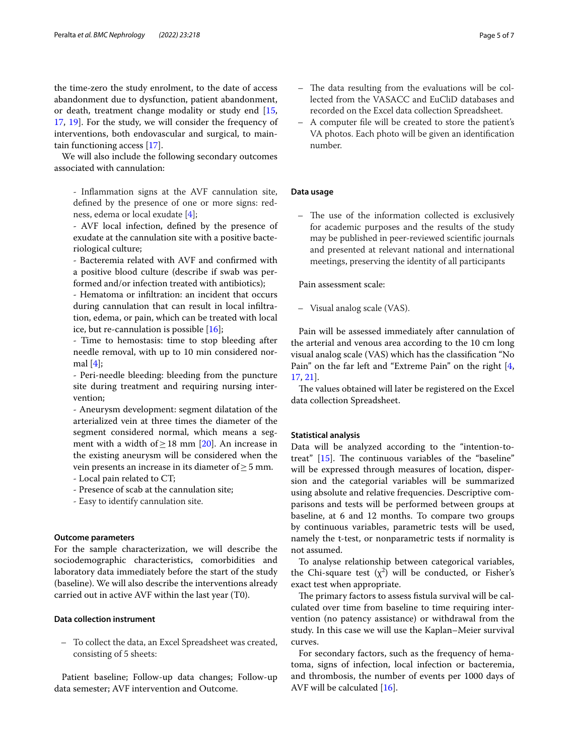the time-zero the study enrolment, to the date of access abandonment due to dysfunction, patient abandonment, or death, treatment change modality or study end [15, 17, 19]. For the study, we will consider the frequency of interventions, both endovascular and surgical, to maintain functioning access [17].

We will also include the following secondary outcomes associated with cannulation:

- Inflammation signs at the AVF cannulation site, defined by the presence of one or more signs: redness, edema or local exudate [4];
- AVF local infection, defined by the presence of exudate at the cannulation site with a positive bacteriological culture;
- Bacteremia related with AVF and confirmed with a positive blood culture (describe if swab was performed and/or infection treated with antibiotics);
- Hematoma or infiltration: an incident that occurs during cannulation that can result in local infiltration, edema, or pain, which can be treated with local ice, but re-cannulation is possible [16];
- Time to hemostasis: time to stop bleeding after needle removal, with up to 10 min considered normal [4];
- Peri-needle bleeding: bleeding from the puncture site during treatment and requiring nursing intervention;
- Aneurysm development: segment dilatation of the arterialized vein at three times the diameter of the segment considered normal, which means a segment with a width of $\geq$ 18 mm [20]. An increase in the existing aneurysm will be considered when the vein presents an increase in its diameter of $\geq$ 5 mm.
- Local pain related to CT;
- Presence of scab at the cannulation site;
- Easy to identify cannulation site.

### Outcome parameters

For the sample characterization, we will describe the sociodemographic characteristics, comorbidities and laboratory data immediately before the start of the study (baseline). We will also describe the interventions already carried out in active AVF within the last year (T0).

### Data collection instrument

- To collect the data, an Excel Spreadsheet was created, consisting of 5 sheets:

Patient baseline; Follow-up data changes; Follow-up data semester; AVF intervention and Outcome.

- The data resulting from the evaluations will be collected from the VASACC and EuCliD databases and recorded on the Excel data collection Spreadsheet.
- A computer file will be created to store the patient's VA photos. Each photo will be given an identification number.

### Data usage

- The use of the information collected is exclusively for academic purposes and the results of the study may be published in peer-reviewed scientific journals and presented at relevant national and international meetings, preserving the identity of all participants

Pain assessment scale:

- Visual analog scale (VAS).

Pain will be assessed immediately after cannulation of the arterial and venous area according to the 10 cm long visual analog scale (VAS) which has the classification "No Pain" on the far left and "Extreme Pain" on the right [4, 17, 21].

The values obtained will later be registered on the Excel data collection Spreadsheet.

### Statistical analysis

Data will be analyzed according to the "intention-to-treat" [15]. The continuous variables of the "baseline" will be expressed through measures of location, dispersion and the categorial variables will be summarized using absolute and relative frequencies. Descriptive comparisons and tests will be performed between groups at baseline, at 6 and 12 months. To compare two groups by continuous variables, parametric tests will be used, namely the t-test, or nonparametric tests if normality is not assumed.

To analyse relationship between categorical variables, the Chi-square test ($\chi^2$) will be conducted, or Fisher's exact test when appropriate.

The primary factors to assess fistula survival will be calculated over time from baseline to time requiring intervention (no patency assistance) or withdrawal from the study. In this case we will use the Kaplan–Meier survival curves.

For secondary factors, such as the frequency of hematoma, signs of infection, local infection or bacteremia, and thrombosis, the number of events per 1000 days of AVF will be calculated [16].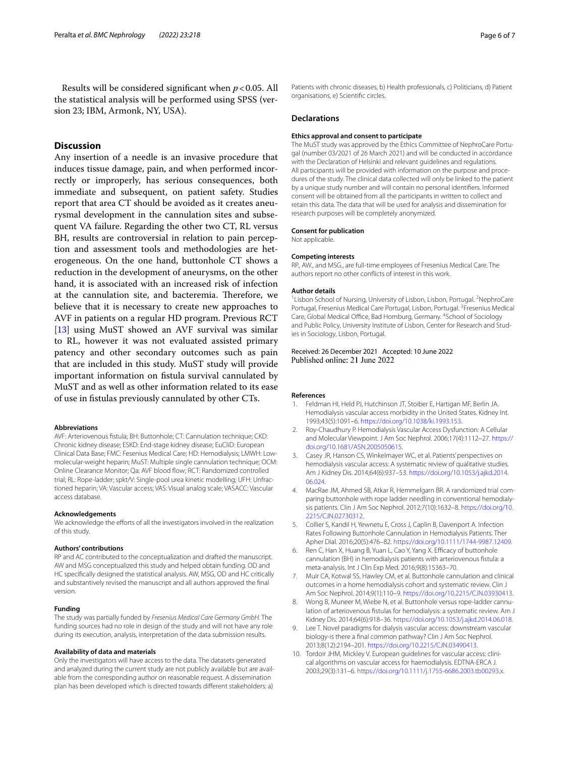Results will be considered significant when $p < 0.05$. All the statistical analysis will be performed using SPSS (version 23; IBM, Armonk, NY, USA).

## Discussion

Any insertion of a needle is an invasive procedure that induces tissue damage, pain, and when performed incorrectly or improperly, has serious consequences, both immediate and subsequent, on patient safety. Studies report that area CT should be avoided as it creates aneurysmal development in the cannulation sites and subsequent VA failure. Regarding the other two CT, RL versus BH, results are controversial in relation to pain perception and assessment tools and methodologies are heterogeneous. On the one hand, buttonhole CT shows a reduction in the development of aneurysms, on the other hand, it is associated with an increased risk of infection at the cannulation site, and bacteremia. Therefore, we believe that it is necessary to create new approaches to AVF in patients on a regular HD program. Previous RCT [13] using MuST showed an AVF survival was similar to RL, however it was not evaluated assisted primary patency and other secondary outcomes such as pain that are included in this study. MuST study will provide important information on fistula survival cannulated by MuST and as well as other information related to its ease of use in fistulas previously cannulated by other CTs.

#### Abbreviations

AVF: Arteriovenous fistula; BH: Buttonhole; CT: Cannulation technique; CKD: Chronic kidney disease; ESKD: End-stage kidney disease; EuCliD: European Clinical Data Base; FMC: Fesenius Medical Care; HD: Hemodialysis; LMWH: Low-molecular-weight heparin; MuST: Multiple single cannulation technique; OCM: Online Clearance Monitor; Qa: AVF blood flow; RCT: Randomized controlled trial; RL: Rope-ladder; spkt/V: Single-pool urea kinetic modelling; UFH: Unfractioned heparin; VA: Vascular access; VAS: Visual analog scale; VASACC: Vascular access database.

#### Acknowledgements

We acknowledge the efforts of all the investigators involved in the realization of this study.

#### Authors' contributions

RP and AC contributed to the conceptualization and drafted the manuscript. AW and MSG conceptualized this study and helped obtain funding. OD and HC specifically designed the statistical analysis. AW, MSG, OD and HC critically and substantively revised the manuscript and all authors approved the final version.

#### Funding

The study was partially funded by *Fresenius Medical Care Germany GmbH*. The funding sources had no role in design of the study and will not have any role during its execution, analysis, interpretation of the data submission results.

#### Availability of data and materials

Only the investigators will have access to the data. The datasets generated and analyzed during the current study are not publicly available but are available from the corresponding author on reasonable request. A dissemination plan has been developed which is directed towards different stakeholders: a) Patients with chronic diseases, b) Health professionals, c) Politicians, d) Patient organisations, e) Scientific circles.

## Declarations

#### Ethics approval and consent to participate

The MuST study was approved by the Ethics Committee of NephroCare Portugal (number 03/2021 of 26 March 2021) and will be conducted in accordance with the Declaration of Helsinki and relevant guidelines and regulations. All participants will be provided with information on the purpose and procedures of the study. The clinical data collected will only be linked to the patient by a unique study number and will contain no personal identifiers. Informed consent will be obtained from all the participants in written to collect and retain this data. The data that will be used for analysis and dissemination for research purposes will be completely anonymized.

#### Consent for publication

Not applicable.

#### Competing interests

RP., AW., and MSG., are full-time employees of Fresenius Medical Care. The authors report no other conflicts of interest in this work.

#### Author details

[1] Lisbon School of Nursing, University of Lisbon, Lisbon, Portugal. [2] NephroCare Portugal, Fresenius Medical Care Portugal, Lisbon, Portugal. [3] Fresenius Medical Care, Global Medical Office, Bad Homburg, Germany. [4] School of Sociology and Public Policy, University Institute of Lisbon, Center for Research and Studies in Sociology, Lisbon, Portugal.

Received: 26 December 2021 Accepted: 10 June 2022
Published online: 21 June 2022

#### References

1. Feldman HI, Held PJ, Hutchinson JT, Stoiber E, Hartigan MF, Berlin JA. Hemodialysis vascular access morbidity in the United States. Kidney Int. 1993;43(5):1091–6. https://doi.org/10.1038/ki.1993.153.
2. Roy-Chaudhury P. Hemodialysis Vascular Access Dysfunction: A Cellular and Molecular Viewpoint. J Am Soc Nephrol. 2006;17(4):1112–27. https://doi.org/10.1681/ASN.2005050615.
3. Casey JR, Hanson CS, Winkelmayer WC, et al. Patients' perspectives on hemodialysis vascular access: A systematic review of qualitative studies. Am J Kidney Dis. 2014;64(6):937–53. https://doi.org/10.1053/j.ajkd.2014.06.024.
4. MacRae JM, Ahmed SB, Atkar R, Hemmelgarn BR. A randomized trial comparing buttonhole with rope ladder needling in conventional hemodialysis patients. Clin J Am Soc Nephrol. 2012;7(10):1632–8. https://doi.org/10.2215/CJN.02730312.
5. Collier S, Kandil H, Yewnetu E, Cross J, Caplin B, Davenport A. Infection Rates Following Buttonhole Cannulation in Hemodialysis Patients. Ther Apher Dial. 2016;20(5):476–82. https://doi.org/10.1111/1744-9987.12409.
6. Ren C, Han X, Huang B, Yuan L, Cao Y, Yang X. Efficacy of buttonhole cannulation (BH) in hemodialysis patients with arteriovenous fistula: a meta-analysis. Int J Clin Exp Med. 2016;9(8):15363–70.
7. Muir CA, Kotwal SS, Hawley CM, et al. Buttonhole cannulation and clinical outcomes in a home hemodialysis cohort and systematic review. Clin J Am Soc Nephrol. 2014;9(1):110–9. https://doi.org/10.2215/CJN.03930413.
8. Wong B, Muneer M, Wiebe N, et al. Buttonhole versus rope-ladder cannulation of arteriovenous fistulas for hemodialysis: a systematic review. Am J Kidney Dis. 2014;64(6):918–36. https://doi.org/10.1053/j.ajkd.2014.06.018.
9. Lee T. Novel paradigms for dialysis vascular access: downstream vascular biology-is there a final common pathway? Clin J Am Soc Nephrol. 2013;8(12):2194–201. https://doi.org/10.2215/CJN.03490413.
10. Tordoir JHM, Mickley V. European guidelines for vascular access: clinical algorithms on vascular access for haemodialysis. EDTNA-ERCA J. 2003;29(3):131–6. https://doi.org/10.1111/j.1755-6686.2003.tb00293.x.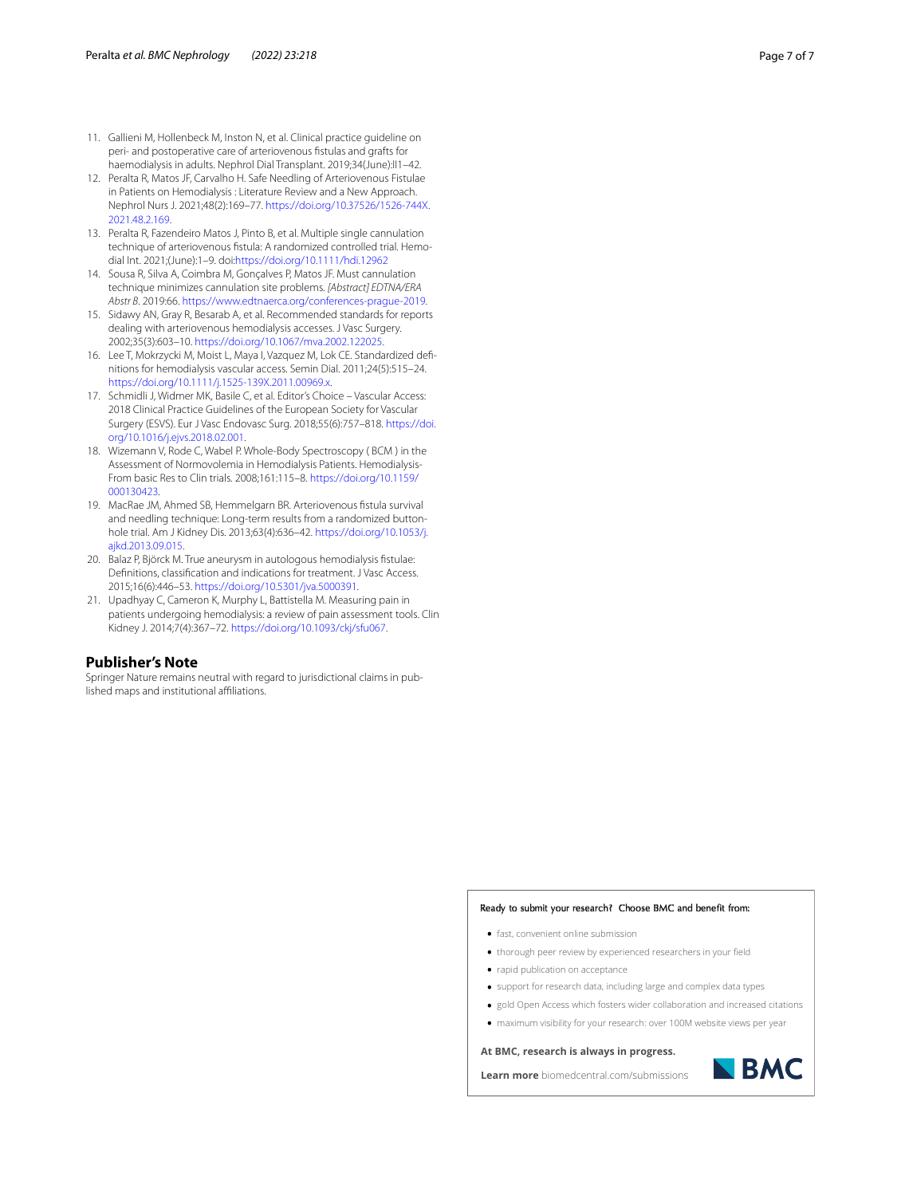11. Gallieni M, Hollenbeck M, Inston N, et al. Clinical practice guideline on peri- and postoperative care of arteriovenous fistulas and grafts for haemodialysis in adults. Nephrol Dial Transplant. 2019;34(June):ll1–42.
12. Peralta R, Matos JF, Carvalho H. Safe Needling of Arteriovenous Fistulae in Patients on Hemodialysis : Literature Review and a New Approach. Nephrol Nurs J. 2021;48(2):169–77. https://doi.org/10.37526/1526-744X.2021.48.2.169.
13. Peralta R, Fazendeiro Matos J, Pinto B, et al. Multiple single cannulation technique of arteriovenous fistula: A randomized controlled trial. Hemodial Int. 2021;(June):1–9. doi:https://doi.org/10.1111/hdi.12962
14. Sousa R, Silva A, Coimbra M, Gonçalves P, Matos JF. Must cannulation technique minimizes cannulation site problems. *[Abstract] EDTNA/ERA Abstr B*. 2019:66. https://www.edtnaerca.org/conferences-prague-2019.
15. Sidawy AN, Gray R, Besarab A, et al. Recommended standards for reports dealing with arteriovenous hemodialysis accesses. J Vasc Surgery. 2002;35(3):603–10. https://doi.org/10.1067/mva.2002.122025.
16. Lee T, Mokrzycki M, Moist L, Maya I, Vazquez M, Lok CE. Standardized definitions for hemodialysis vascular access. Semin Dial. 2011;24(5):515–24. https://doi.org/10.1111/j.1525-139X.2011.00969.x.
17. Schmidli J, Widmer MK, Basile C, et al. Editor's Choice – Vascular Access: 2018 Clinical Practice Guidelines of the European Society for Vascular Surgery (ESVS). Eur J Vasc Endovasc Surg. 2018;55(6):757–818. https://doi.org/10.1016/j.ejvs.2018.02.001.
18. Wizemann V, Rode C, Wabel P. Whole-Body Spectroscopy ( BCM ) in the Assessment of Normovolemia in Hemodialysis Patients. Hemodialysis-From basic Res to Clin trials. 2008;161:115–8. https://doi.org/10.1159/000130423.
19. MacRae JM, Ahmed SB, Hemmelgarn BR. Arteriovenous fistula survival and needling technique: Long-term results from a randomized buttonhole trial. Am J Kidney Dis. 2013;63(4):636–42. https://doi.org/10.1053/j.ajkd.2013.09.015.
20. Balaz P, Björck M. True aneurysm in autologous hemodialysis fistulae: Definitions, classification and indications for treatment. J Vasc Access. 2015;16(6):446–53. https://doi.org/10.5301/jva.5000391.
21. Upadhyay C, Cameron K, Murphy L, Battistella M. Measuring pain in patients undergoing hemodialysis: a review of pain assessment tools. Clin Kidney J. 2014;7(4):367–72. https://doi.org/10.1093/ckj/sfu067.

## Publisher's Note

Springer Nature remains neutral with regard to jurisdictional claims in published maps and institutional affiliations.

Ready to submit your research? Choose BMC and benefit from:

- fast, convenient online submission
- thorough peer review by experienced researchers in your field
- rapid publication on acceptance
- support for research data, including large and complex data types
- gold Open Access which fosters wider collaboration and increased citations
- maximum visibility for your research: over 100M website views per year

**At BMC, research is always in progress.**

**Learn more** biomedcentral.com/submissions

BMC